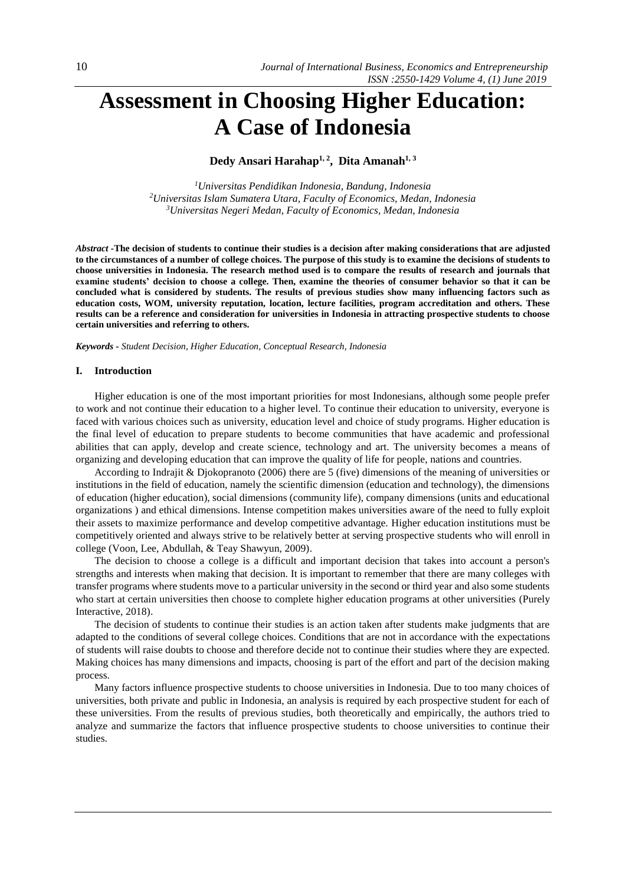# Assessment in Choosing Higher Education: A Case of Indonesia

**Dedy Ansari Harahap[1, 2], Dita Amanah[1, 3]**

[1]*Universitas Pendidikan Indonesia, Bandung, Indonesia*
[2]*Universitas Islam Sumatera Utara, Faculty of Economics, Medan, Indonesia*
[3]*Universitas Negeri Medan, Faculty of Economics, Medan, Indonesia*

***Abstract*** **-The decision of students to continue their studies is a decision after making considerations that are adjusted to the circumstances of a number of college choices. The purpose of this study is to examine the decisions of students to choose universities in Indonesia. The research method used is to compare the results of research and journals that examine students' decision to choose a college. Then, examine the theories of consumer behavior so that it can be concluded what is considered by students. The results of previous studies show many influencing factors such as education costs, WOM, university reputation, location, lecture facilities, program accreditation and others. These results can be a reference and consideration for universities in Indonesia in attracting prospective students to choose certain universities and referring to others.**

***Keywords*** *- Student Decision, Higher Education, Conceptual Research, Indonesia*

## I. Introduction

Higher education is one of the most important priorities for most Indonesians, although some people prefer to work and not continue their education to a higher level. To continue their education to university, everyone is faced with various choices such as university, education level and choice of study programs. Higher education is the final level of education to prepare students to become communities that have academic and professional abilities that can apply, develop and create science, technology and art. The university becomes a means of organizing and developing education that can improve the quality of life for people, nations and countries.

According to Indrajit & Djokopranoto (2006) there are 5 (five) dimensions of the meaning of universities or institutions in the field of education, namely the scientific dimension (education and technology), the dimensions of education (higher education), social dimensions (community life), company dimensions (units and educational organizations ) and ethical dimensions. Intense competition makes universities aware of the need to fully exploit their assets to maximize performance and develop competitive advantage. Higher education institutions must be competitively oriented and always strive to be relatively better at serving prospective students who will enroll in college (Voon, Lee, Abdullah, & Teay Shawyun, 2009).

The decision to choose a college is a difficult and important decision that takes into account a person's strengths and interests when making that decision. It is important to remember that there are many colleges with transfer programs where students move to a particular university in the second or third year and also some students who start at certain universities then choose to complete higher education programs at other universities (Purely Interactive, 2018).

The decision of students to continue their studies is an action taken after students make judgments that are adapted to the conditions of several college choices. Conditions that are not in accordance with the expectations of students will raise doubts to choose and therefore decide not to continue their studies where they are expected. Making choices has many dimensions and impacts, choosing is part of the effort and part of the decision making process.

Many factors influence prospective students to choose universities in Indonesia. Due to too many choices of universities, both private and public in Indonesia, an analysis is required by each prospective student for each of these universities. From the results of previous studies, both theoretically and empirically, the authors tried to analyze and summarize the factors that influence prospective students to choose universities to continue their studies.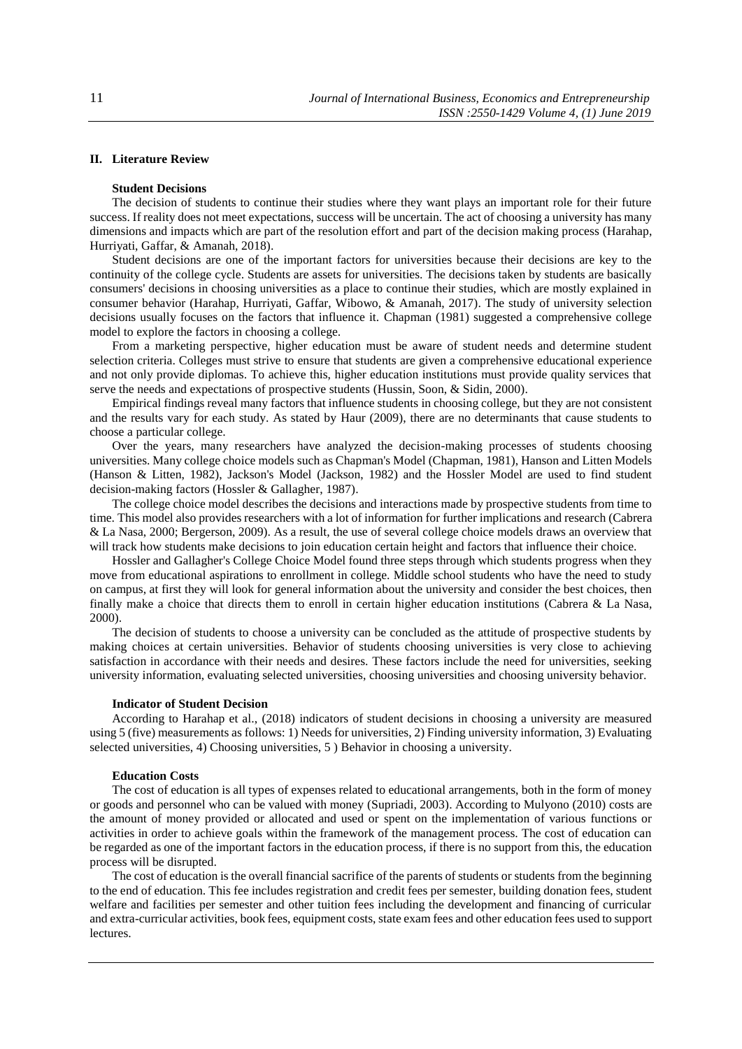## II. Literature Review

### Student Decisions

The decision of students to continue their studies where they want plays an important role for their future success. If reality does not meet expectations, success will be uncertain. The act of choosing a university has many dimensions and impacts which are part of the resolution effort and part of the decision making process (Harahap, Hurriyati, Gaffar, & Amanah, 2018).

Student decisions are one of the important factors for universities because their decisions are key to the continuity of the college cycle. Students are assets for universities. The decisions taken by students are basically consumers' decisions in choosing universities as a place to continue their studies, which are mostly explained in consumer behavior (Harahap, Hurriyati, Gaffar, Wibowo, & Amanah, 2017). The study of university selection decisions usually focuses on the factors that influence it. Chapman (1981) suggested a comprehensive college model to explore the factors in choosing a college.

From a marketing perspective, higher education must be aware of student needs and determine student selection criteria. Colleges must strive to ensure that students are given a comprehensive educational experience and not only provide diplomas. To achieve this, higher education institutions must provide quality services that serve the needs and expectations of prospective students (Hussin, Soon, & Sidin, 2000).

Empirical findings reveal many factors that influence students in choosing college, but they are not consistent and the results vary for each study. As stated by Haur (2009), there are no determinants that cause students to choose a particular college.

Over the years, many researchers have analyzed the decision-making processes of students choosing universities. Many college choice models such as Chapman's Model (Chapman, 1981), Hanson and Litten Models (Hanson & Litten, 1982), Jackson's Model (Jackson, 1982) and the Hossler Model are used to find student decision-making factors (Hossler & Gallagher, 1987).

The college choice model describes the decisions and interactions made by prospective students from time to time. This model also provides researchers with a lot of information for further implications and research (Cabrera & La Nasa, 2000; Bergerson, 2009). As a result, the use of several college choice models draws an overview that will track how students make decisions to join education certain height and factors that influence their choice.

Hossler and Gallagher's College Choice Model found three steps through which students progress when they move from educational aspirations to enrollment in college. Middle school students who have the need to study on campus, at first they will look for general information about the university and consider the best choices, then finally make a choice that directs them to enroll in certain higher education institutions (Cabrera & La Nasa, 2000).

The decision of students to choose a university can be concluded as the attitude of prospective students by making choices at certain universities. Behavior of students choosing universities is very close to achieving satisfaction in accordance with their needs and desires. These factors include the need for universities, seeking university information, evaluating selected universities, choosing universities and choosing university behavior.

### Indicator of Student Decision

According to Harahap et al., (2018) indicators of student decisions in choosing a university are measured using 5 (five) measurements as follows: 1) Needs for universities, 2) Finding university information, 3) Evaluating selected universities, 4) Choosing universities, 5 ) Behavior in choosing a university.

### Education Costs

The cost of education is all types of expenses related to educational arrangements, both in the form of money or goods and personnel who can be valued with money (Supriadi, 2003). According to Mulyono (2010) costs are the amount of money provided or allocated and used or spent on the implementation of various functions or activities in order to achieve goals within the framework of the management process. The cost of education can be regarded as one of the important factors in the education process, if there is no support from this, the education process will be disrupted.

The cost of education is the overall financial sacrifice of the parents of students or students from the beginning to the end of education. This fee includes registration and credit fees per semester, building donation fees, student welfare and facilities per semester and other tuition fees including the development and financing of curricular and extra-curricular activities, book fees, equipment costs, state exam fees and other education fees used to support lectures.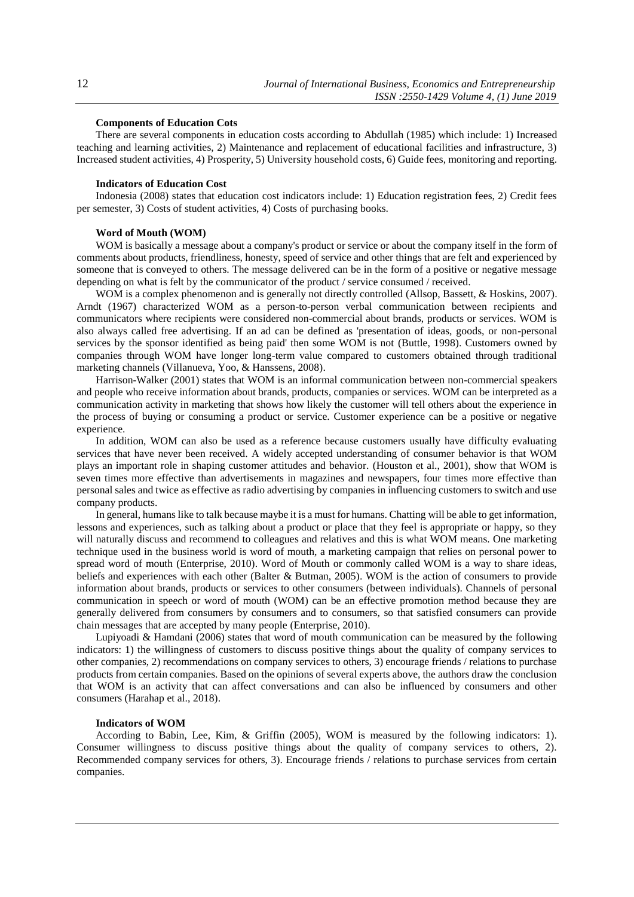### Components of Education Cots

There are several components in education costs according to Abdullah (1985) which include: 1) Increased teaching and learning activities, 2) Maintenance and replacement of educational facilities and infrastructure, 3) Increased student activities, 4) Prosperity, 5) University household costs, 6) Guide fees, monitoring and reporting.

### Indicators of Education Cost

Indonesia (2008) states that education cost indicators include: 1) Education registration fees, 2) Credit fees per semester, 3) Costs of student activities, 4) Costs of purchasing books.

### Word of Mouth (WOM)

WOM is basically a message about a company's product or service or about the company itself in the form of comments about products, friendliness, honesty, speed of service and other things that are felt and experienced by someone that is conveyed to others. The message delivered can be in the form of a positive or negative message depending on what is felt by the communicator of the product / service consumed / received.

WOM is a complex phenomenon and is generally not directly controlled (Allsop, Bassett, & Hoskins, 2007). Arndt (1967) characterized WOM as a person-to-person verbal communication between recipients and communicators where recipients were considered non-commercial about brands, products or services. WOM is also always called free advertising. If an ad can be defined as 'presentation of ideas, goods, or non-personal services by the sponsor identified as being paid' then some WOM is not (Buttle, 1998). Customers owned by companies through WOM have longer long-term value compared to customers obtained through traditional marketing channels (Villanueva, Yoo, & Hanssens, 2008).

Harrison-Walker (2001) states that WOM is an informal communication between non-commercial speakers and people who receive information about brands, products, companies or services. WOM can be interpreted as a communication activity in marketing that shows how likely the customer will tell others about the experience in the process of buying or consuming a product or service. Customer experience can be a positive or negative experience.

In addition, WOM can also be used as a reference because customers usually have difficulty evaluating services that have never been received. A widely accepted understanding of consumer behavior is that WOM plays an important role in shaping customer attitudes and behavior. (Houston et al., 2001), show that WOM is seven times more effective than advertisements in magazines and newspapers, four times more effective than personal sales and twice as effective as radio advertising by companies in influencing customers to switch and use company products.

In general, humans like to talk because maybe it is a must for humans. Chatting will be able to get information, lessons and experiences, such as talking about a product or place that they feel is appropriate or happy, so they will naturally discuss and recommend to colleagues and relatives and this is what WOM means. One marketing technique used in the business world is word of mouth, a marketing campaign that relies on personal power to spread word of mouth (Enterprise, 2010). Word of Mouth or commonly called WOM is a way to share ideas, beliefs and experiences with each other (Balter & Butman, 2005). WOM is the action of consumers to provide information about brands, products or services to other consumers (between individuals). Channels of personal communication in speech or word of mouth (WOM) can be an effective promotion method because they are generally delivered from consumers by consumers and to consumers, so that satisfied consumers can provide chain messages that are accepted by many people (Enterprise, 2010).

Lupiyoadi & Hamdani (2006) states that word of mouth communication can be measured by the following indicators: 1) the willingness of customers to discuss positive things about the quality of company services to other companies, 2) recommendations on company services to others, 3) encourage friends / relations to purchase products from certain companies. Based on the opinions of several experts above, the authors draw the conclusion that WOM is an activity that can affect conversations and can also be influenced by consumers and other consumers (Harahap et al., 2018).

### Indicators of WOM

According to Babin, Lee, Kim, & Griffin (2005), WOM is measured by the following indicators: 1). Consumer willingness to discuss positive things about the quality of company services to others, 2). Recommended company services for others, 3). Encourage friends / relations to purchase services from certain companies.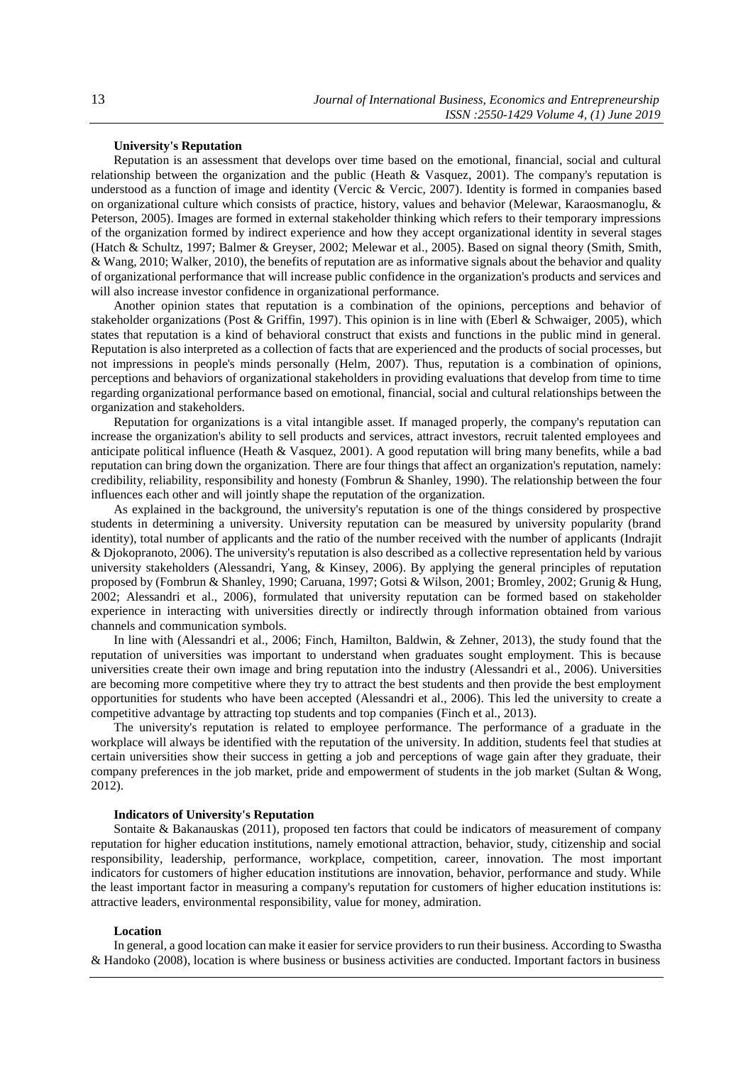### University's Reputation

Reputation is an assessment that develops over time based on the emotional, financial, social and cultural relationship between the organization and the public (Heath & Vasquez, 2001). The company's reputation is understood as a function of image and identity (Vercic & Vercic, 2007). Identity is formed in companies based on organizational culture which consists of practice, history, values and behavior (Melewar, Karaosmanoglu, & Peterson, 2005). Images are formed in external stakeholder thinking which refers to their temporary impressions of the organization formed by indirect experience and how they accept organizational identity in several stages (Hatch & Schultz, 1997; Balmer & Greyser, 2002; Melewar et al., 2005). Based on signal theory (Smith, Smith, & Wang, 2010; Walker, 2010), the benefits of reputation are as informative signals about the behavior and quality of organizational performance that will increase public confidence in the organization's products and services and will also increase investor confidence in organizational performance.

Another opinion states that reputation is a combination of the opinions, perceptions and behavior of stakeholder organizations (Post & Griffin, 1997). This opinion is in line with (Eberl & Schwaiger, 2005), which states that reputation is a kind of behavioral construct that exists and functions in the public mind in general. Reputation is also interpreted as a collection of facts that are experienced and the products of social processes, but not impressions in people's minds personally (Helm, 2007). Thus, reputation is a combination of opinions, perceptions and behaviors of organizational stakeholders in providing evaluations that develop from time to time regarding organizational performance based on emotional, financial, social and cultural relationships between the organization and stakeholders.

Reputation for organizations is a vital intangible asset. If managed properly, the company's reputation can increase the organization's ability to sell products and services, attract investors, recruit talented employees and anticipate political influence (Heath & Vasquez, 2001). A good reputation will bring many benefits, while a bad reputation can bring down the organization. There are four things that affect an organization's reputation, namely: credibility, reliability, responsibility and honesty (Fombrun & Shanley, 1990). The relationship between the four influences each other and will jointly shape the reputation of the organization.

As explained in the background, the university's reputation is one of the things considered by prospective students in determining a university. University reputation can be measured by university popularity (brand identity), total number of applicants and the ratio of the number received with the number of applicants (Indrajit & Djokopranoto, 2006). The university's reputation is also described as a collective representation held by various university stakeholders (Alessandri, Yang, & Kinsey, 2006). By applying the general principles of reputation proposed by (Fombrun & Shanley, 1990; Caruana, 1997; Gotsi & Wilson, 2001; Bromley, 2002; Grunig & Hung, 2002; Alessandri et al., 2006), formulated that university reputation can be formed based on stakeholder experience in interacting with universities directly or indirectly through information obtained from various channels and communication symbols.

In line with (Alessandri et al., 2006; Finch, Hamilton, Baldwin, & Zehner, 2013), the study found that the reputation of universities was important to understand when graduates sought employment. This is because universities create their own image and bring reputation into the industry (Alessandri et al., 2006). Universities are becoming more competitive where they try to attract the best students and then provide the best employment opportunities for students who have been accepted (Alessandri et al., 2006). This led the university to create a competitive advantage by attracting top students and top companies (Finch et al., 2013).

The university's reputation is related to employee performance. The performance of a graduate in the workplace will always be identified with the reputation of the university. In addition, students feel that studies at certain universities show their success in getting a job and perceptions of wage gain after they graduate, their company preferences in the job market, pride and empowerment of students in the job market (Sultan & Wong, 2012).

### Indicators of University's Reputation

Sontaite & Bakanauskas (2011), proposed ten factors that could be indicators of measurement of company reputation for higher education institutions, namely emotional attraction, behavior, study, citizenship and social responsibility, leadership, performance, workplace, competition, career, innovation. The most important indicators for customers of higher education institutions are innovation, behavior, performance and study. While the least important factor in measuring a company's reputation for customers of higher education institutions is: attractive leaders, environmental responsibility, value for money, admiration.

### Location

In general, a good location can make it easier for service providers to run their business. According to Swastha & Handoko (2008), location is where business or business activities are conducted. Important factors in business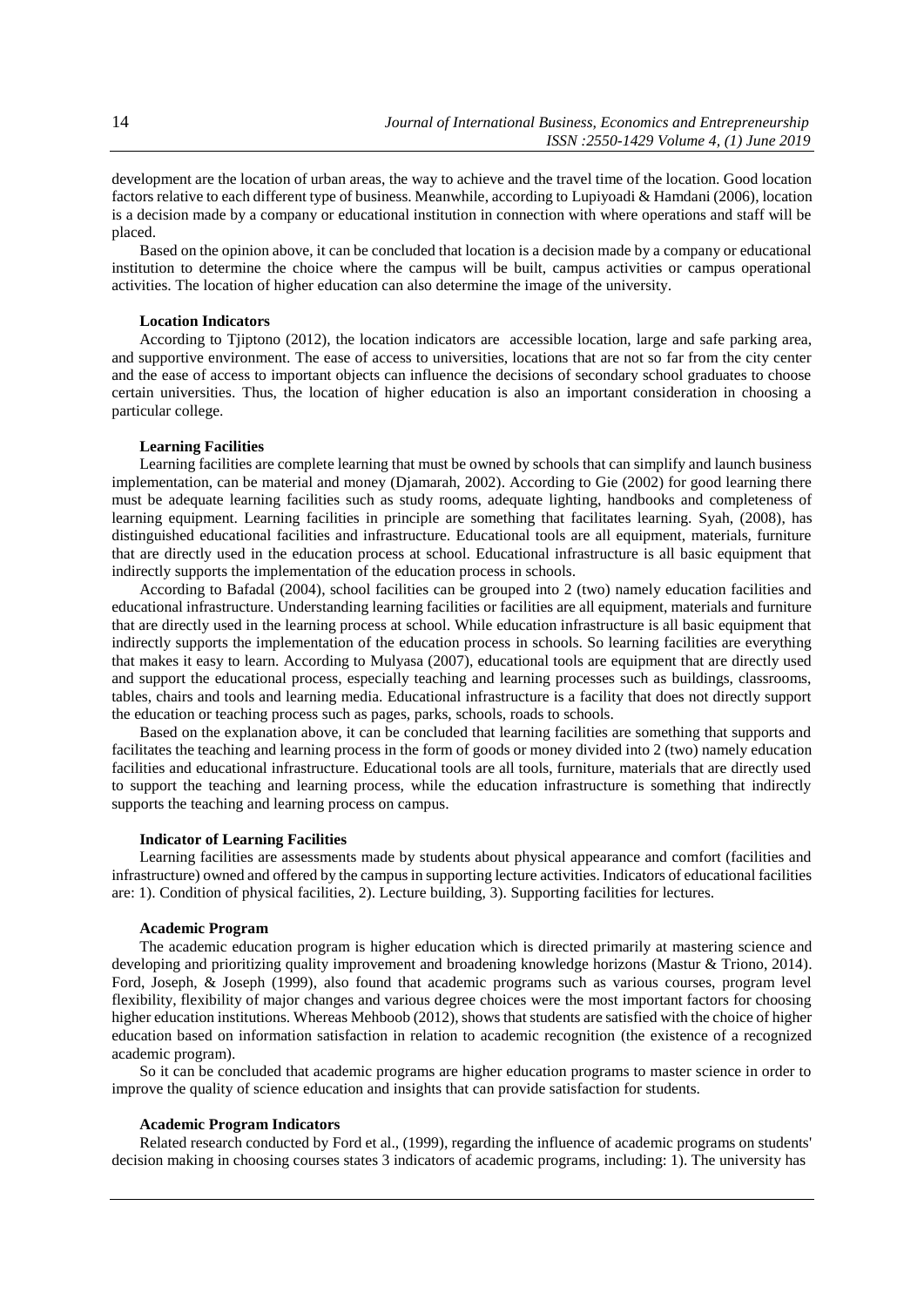development are the location of urban areas, the way to achieve and the travel time of the location. Good location factors relative to each different type of business. Meanwhile, according to Lupiyoadi & Hamdani (2006), location is a decision made by a company or educational institution in connection with where operations and staff will be placed.

Based on the opinion above, it can be concluded that location is a decision made by a company or educational institution to determine the choice where the campus will be built, campus activities or campus operational activities. The location of higher education can also determine the image of the university.

**Location Indicators**

According to Tjiptono (2012), the location indicators are accessible location, large and safe parking area, and supportive environment. The ease of access to universities, locations that are not so far from the city center and the ease of access to important objects can influence the decisions of secondary school graduates to choose certain universities. Thus, the location of higher education is also an important consideration in choosing a particular college.

**Learning Facilities**

Learning facilities are complete learning that must be owned by schools that can simplify and launch business implementation, can be material and money (Djamarah, 2002). According to Gie (2002) for good learning there must be adequate learning facilities such as study rooms, adequate lighting, handbooks and completeness of learning equipment. Learning facilities in principle are something that facilitates learning. Syah, (2008), has distinguished educational facilities and infrastructure. Educational tools are all equipment, materials, furniture that are directly used in the education process at school. Educational infrastructure is all basic equipment that indirectly supports the implementation of the education process in schools.

According to Bafadal (2004), school facilities can be grouped into 2 (two) namely education facilities and educational infrastructure. Understanding learning facilities or facilities are all equipment, materials and furniture that are directly used in the learning process at school. While education infrastructure is all basic equipment that indirectly supports the implementation of the education process in schools. So learning facilities are everything that makes it easy to learn. According to Mulyasa (2007), educational tools are equipment that are directly used and support the educational process, especially teaching and learning processes such as buildings, classrooms, tables, chairs and tools and learning media. Educational infrastructure is a facility that does not directly support the education or teaching process such as pages, parks, schools, roads to schools.

Based on the explanation above, it can be concluded that learning facilities are something that supports and facilitates the teaching and learning process in the form of goods or money divided into 2 (two) namely education facilities and educational infrastructure. Educational tools are all tools, furniture, materials that are directly used to support the teaching and learning process, while the education infrastructure is something that indirectly supports the teaching and learning process on campus.

**Indicator of Learning Facilities**

Learning facilities are assessments made by students about physical appearance and comfort (facilities and infrastructure) owned and offered by the campus in supporting lecture activities. Indicators of educational facilities are: 1). Condition of physical facilities, 2). Lecture building, 3). Supporting facilities for lectures.

**Academic Program**

The academic education program is higher education which is directed primarily at mastering science and developing and prioritizing quality improvement and broadening knowledge horizons (Mastur & Triono, 2014). Ford, Joseph, & Joseph (1999), also found that academic programs such as various courses, program level flexibility, flexibility of major changes and various degree choices were the most important factors for choosing higher education institutions. Whereas Mehboob (2012), shows that students are satisfied with the choice of higher education based on information satisfaction in relation to academic recognition (the existence of a recognized academic program).

So it can be concluded that academic programs are higher education programs to master science in order to improve the quality of science education and insights that can provide satisfaction for students.

**Academic Program Indicators**

Related research conducted by Ford et al., (1999), regarding the influence of academic programs on students' decision making in choosing courses states 3 indicators of academic programs, including: 1). The university has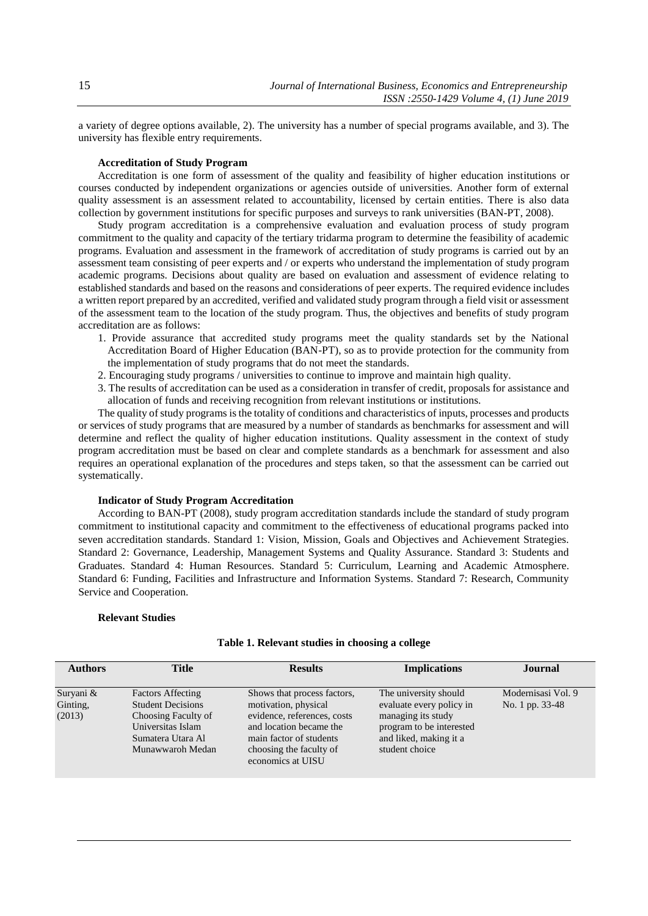a variety of degree options available, 2). The university has a number of special programs available, and 3). The university has flexible entry requirements.

### Accreditation of Study Program

Accreditation is one form of assessment of the quality and feasibility of higher education institutions or courses conducted by independent organizations or agencies outside of universities. Another form of external quality assessment is an assessment related to accountability, licensed by certain entities. There is also data collection by government institutions for specific purposes and surveys to rank universities (BAN-PT, 2008).

Study program accreditation is a comprehensive evaluation and evaluation process of study program commitment to the quality and capacity of the tertiary tridarma program to determine the feasibility of academic programs. Evaluation and assessment in the framework of accreditation of study programs is carried out by an assessment team consisting of peer experts and / or experts who understand the implementation of study program academic programs. Decisions about quality are based on evaluation and assessment of evidence relating to established standards and based on the reasons and considerations of peer experts. The required evidence includes a written report prepared by an accredited, verified and validated study program through a field visit or assessment of the assessment team to the location of the study program. Thus, the objectives and benefits of study program accreditation are as follows:

1. Provide assurance that accredited study programs meet the quality standards set by the National Accreditation Board of Higher Education (BAN-PT), so as to provide protection for the community from the implementation of study programs that do not meet the standards.
2. Encouraging study programs / universities to continue to improve and maintain high quality.
3. The results of accreditation can be used as a consideration in transfer of credit, proposals for assistance and allocation of funds and receiving recognition from relevant institutions or institutions.

The quality of study programs is the totality of conditions and characteristics of inputs, processes and products or services of study programs that are measured by a number of standards as benchmarks for assessment and will determine and reflect the quality of higher education institutions. Quality assessment in the context of study program accreditation must be based on clear and complete standards as a benchmark for assessment and also requires an operational explanation of the procedures and steps taken, so that the assessment can be carried out systematically.

### Indicator of Study Program Accreditation

According to BAN-PT (2008), study program accreditation standards include the standard of study program commitment to institutional capacity and commitment to the effectiveness of educational programs packed into seven accreditation standards. Standard 1: Vision, Mission, Goals and Objectives and Achievement Strategies. Standard 2: Governance, Leadership, Management Systems and Quality Assurance. Standard 3: Students and Graduates. Standard 4: Human Resources. Standard 5: Curriculum, Learning and Academic Atmosphere. Standard 6: Funding, Facilities and Infrastructure and Information Systems. Standard 7: Research, Community Service and Cooperation.

### Relevant Studies

**Table 1. Relevant studies in choosing a college**

| Authors | Title | Results | Implications | Journal |
|---|---|---|---|---|
| Suryani & Ginting, (2013) | Factors Affecting Student Decisions Choosing Faculty of Universitas Islam Sumatera Utara Al Munawwaroh Medan | Shows that process factors, motivation, physical evidence, references, costs and location became the main factor of students choosing the faculty of economics at UISU | The university should evaluate every policy in managing its study program to be interested and liked, making it a student choice | Modernisasi Vol. 9 No. 1 pp. 33-48 |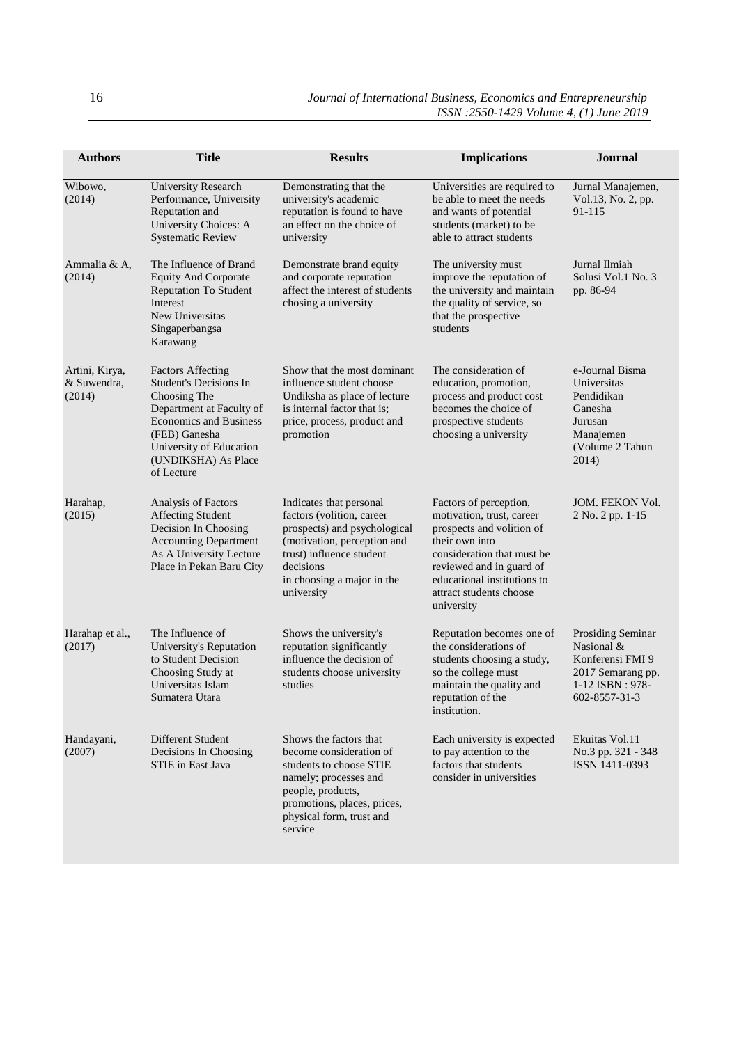| Authors | Title | Results | Implications | Journal |
|---|---|---|---|---|
| Wibowo, (2014) | University Research Performance, University Reputation and University Choices: A Systematic Review | Demonstrating that the university's academic reputation is found to have an effect on the choice of university | Universities are required to be able to meet the needs and wants of potential students (market) to be able to attract students | Jurnal Manajemen, Vol.13, No. 2, pp. 91-115 |
| Ammalia & A, (2014) | The Influence of Brand Equity And Corporate Reputation To Student Interest New Universitas Singaperbangsa Karawang | Demonstrate brand equity and corporate reputation affect the interest of students chosing a university | The university must improve the reputation of the university and maintain the quality of service, so that the prospective students | Jurnal Ilmiah Solusi Vol.1 No. 3 pp. 86-94 |
| Artini, Kirya, & Suwendra, (2014) | Factors Affecting Student's Decisions In Choosing The Department at Faculty of Economics and Business (FEB) Ganesha University of Education (UNDIKSHA) As Place of Lecture | Show that the most dominant influence student choose Undiksha as place of lecture is internal factor that is; price, process, product and promotion | The consideration of education, promotion, process and product cost becomes the choice of prospective students choosing a university | e-Journal Bisma Universitas Pendidikan Ganesha Jurusan Manajemen (Volume 2 Tahun 2014) |
| Harahap, (2015) | Analysis of Factors Affecting Student Decision In Choosing Accounting Department As A University Lecture Place in Pekan Baru City | Indicates that personal factors (volition, career prospects) and psychological (motivation, perception and trust) influence student decisions in choosing a major in the university | Factors of perception, motivation, trust, career prospects and volition of their own into consideration that must be reviewed and in guard of educational institutions to attract students choose university | JOM. FEKON Vol. 2 No. 2 pp. 1-15 |
| Harahap et al., (2017) | The Influence of University's Reputation to Student Decision Choosing Study at Universitas Islam Sumatera Utara | Shows the university's reputation significantly influence the decision of students choose university studies | Reputation becomes one of the considerations of students choosing a study, so the college must maintain the quality and reputation of the institution. | Prosiding Seminar Nasional & Konferensi FMI 9 2017 Semarang pp. 1-12 ISBN : 978-602-8557-31-3 |
| Handayani, (2007) | Different Student Decisions In Choosing STIE in East Java | Shows the factors that become consideration of students to choose STIE namely; processes and people, products, promotions, places, prices, physical form, trust and service | Each university is expected to pay attention to the factors that students consider in universities | Ekuitas Vol.11 No.3 pp. 321 - 348 ISSN 1411-0393 |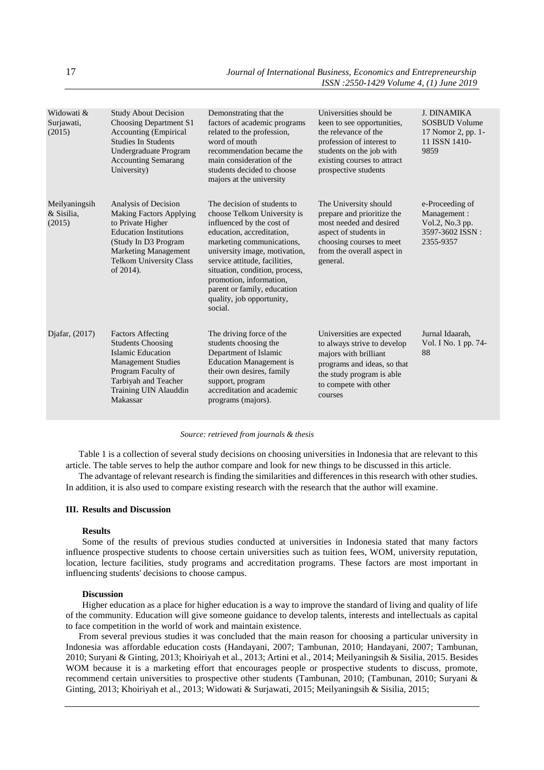| | | | | |
|---|---|---|---|---|
| Widowati & Surjawati, (2015) | Study About Decision Choosing Department S1 Accounting (Empirical Studies In Students Undergraduate Program Accounting Semarang University) | Demonstrating that the factors of academic programs related to the profession, word of mouth recommendation became the main consideration of the students decided to choose majors at the university | Universities should be keen to see opportunities, the relevance of the profession of interest to students on the job with existing courses to attract prospective students | J. DINAMIKA SOSBUD Volume 17 Nomor 2, pp. 1-11 ISSN 1410-9859 |
| Meilyaningsih & Sisilia, (2015) | Analysis of Decision Making Factors Applying to Private Higher Education Institutions (Study In D3 Program Marketing Management Telkom University Class of 2014). | The decision of students to choose Telkom University is influenced by the cost of education, accreditation, marketing communications, university image, motivation, service attitude, facilities, situation, condition, process, promotion, information, parent or family, education quality, job opportunity, social. | The University should prepare and prioritize the most needed and desired aspect of students in choosing courses to meet from the overall aspect in general. | e-Proceeding of Management : Vol.2, No.3 pp. 3597-3602 ISSN : 2355-9357 |
| Djafar, (2017) | Factors Affecting Students Choosing Islamic Education Management Studies Program Faculty of Tarbiyah and Teacher Training UIN Alauddin Makassar | The driving force of the students choosing the Department of Islamic Education Management is their own desires, family support, program accreditation and academic programs (majors). | Universities are expected to always strive to develop majors with brilliant programs and ideas, so that the study program is able to compete with other courses | Jurnal Idaarah, Vol. I No. 1 pp. 74-88 |

*Source: retrieved from journals & thesis*

Table 1 is a collection of several study decisions on choosing universities in Indonesia that are relevant to this article. The table serves to help the author compare and look for new things to be discussed in this article.

The advantage of relevant research is finding the similarities and differences in this research with other studies. In addition, it is also used to compare existing research with the research that the author will examine.

## III. Results and Discussion

### Results

Some of the results of previous studies conducted at universities in Indonesia stated that many factors influence prospective students to choose certain universities such as tuition fees, WOM, university reputation, location, lecture facilities, study programs and accreditation programs. These factors are most important in influencing students' decisions to choose campus.

### Discussion

Higher education as a place for higher education is a way to improve the standard of living and quality of life of the community. Education will give someone guidance to develop talents, interests and intellectuals as capital to face competition in the world of work and maintain existence.

From several previous studies it was concluded that the main reason for choosing a particular university in Indonesia was affordable education costs (Handayani, 2007; Tambunan, 2010; Handayani, 2007; Tambunan, 2010; Suryani & Ginting, 2013; Khoiriyah et al., 2013; Artini et al., 2014; Meilyaningsih & Sisilia, 2015. Besides WOM because it is a marketing effort that encourages people or prospective students to discuss, promote, recommend certain universities to prospective other students (Tambunan, 2010; (Tambunan, 2010; Suryani & Ginting, 2013; Khoiriyah et al., 2013; Widowati & Surjawati, 2015; Meilyaningsih & Sisilia, 2015;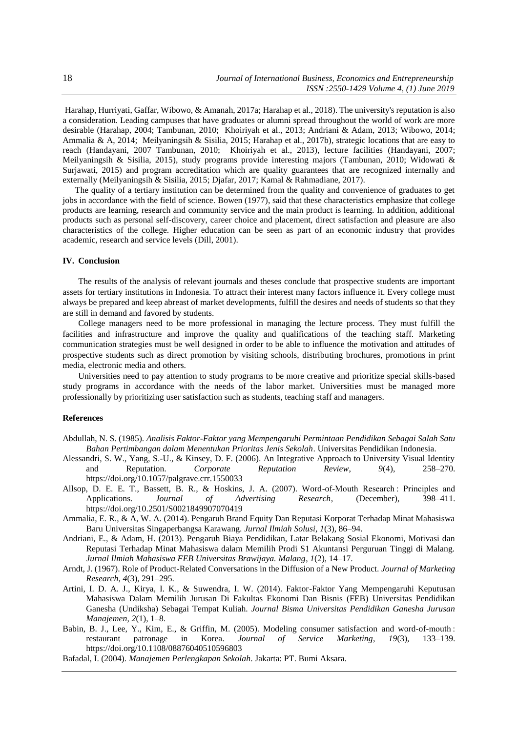Harahap, Hurriyati, Gaffar, Wibowo, & Amanah, 2017a; Harahap et al., 2018). The university's reputation is also a consideration. Leading campuses that have graduates or alumni spread throughout the world of work are more desirable (Harahap, 2004; Tambunan, 2010; Khoiriyah et al., 2013; Andriani & Adam, 2013; Wibowo, 2014; Ammalia & A, 2014; Meilyaningsih & Sisilia, 2015; Harahap et al., 2017b), strategic locations that are easy to reach (Handayani, 2007 Tambunan, 2010; Khoiriyah et al., 2013), lecture facilities (Handayani, 2007; Meilyaningsih & Sisilia, 2015), study programs provide interesting majors (Tambunan, 2010; Widowati & Surjawati, 2015) and program accreditation which are quality guarantees that are recognized internally and externally (Meilyaningsih & Sisilia, 2015; Djafar, 2017; Kamal & Rahmadiane, 2017).

The quality of a tertiary institution can be determined from the quality and convenience of graduates to get jobs in accordance with the field of science. Bowen (1977), said that these characteristics emphasize that college products are learning, research and community service and the main product is learning. In addition, additional products such as personal self-discovery, career choice and placement, direct satisfaction and pleasure are also characteristics of the college. Higher education can be seen as part of an economic industry that provides academic, research and service levels (Dill, 2001).

## IV. Conclusion

The results of the analysis of relevant journals and theses conclude that prospective students are important assets for tertiary institutions in Indonesia. To attract their interest many factors influence it. Every college must always be prepared and keep abreast of market developments, fulfill the desires and needs of students so that they are still in demand and favored by students.

College managers need to be more professional in managing the lecture process. They must fulfill the facilities and infrastructure and improve the quality and qualifications of the teaching staff. Marketing communication strategies must be well designed in order to be able to influence the motivation and attitudes of prospective students such as direct promotion by visiting schools, distributing brochures, promotions in print media, electronic media and others.

Universities need to pay attention to study programs to be more creative and prioritize special skills-based study programs in accordance with the needs of the labor market. Universities must be managed more professionally by prioritizing user satisfaction such as students, teaching staff and managers.

## References

Abdullah, N. S. (1985). *Analisis Faktor-Faktor yang Mempengaruhi Permintaan Pendidikan Sebagai Salah Satu Bahan Pertimbangan dalam Menentukan Prioritas Jenis Sekolah*. Universitas Pendidikan Indonesia.

Alessandri, S. W., Yang, S.-U., & Kinsey, D. F. (2006). An Integrative Approach to University Visual Identity and Reputation. *Corporate Reputation Review*, *9*(4), 258–270. https://doi.org/10.1057/palgrave.crr.1550033

Allsop, D. E. E. T., Bassett, B. R., & Hoskins, J. A. (2007). Word-of-Mouth Research : Principles and Applications. *Journal of Advertising Research*, (December), 398–411. https://doi.org/10.2501/S0021849907070419

Ammalia, E. R., & A, W. A. (2014). Pengaruh Brand Equity Dan Reputasi Korporat Terhadap Minat Mahasiswa Baru Universitas Singaperbangsa Karawang. *Jurnal Ilmiah Solusi*, *1*(3), 86–94.

Andriani, E., & Adam, H. (2013). Pengaruh Biaya Pendidikan, Latar Belakang Sosial Ekonomi, Motivasi dan Reputasi Terhadap Minat Mahasiswa dalam Memilih Prodi S1 Akuntansi Perguruan Tinggi di Malang. *Jurnal Ilmiah Mahasiswa FEB Universitas Brawijaya. Malang*, *1*(2), 14–17.

Arndt, J. (1967). Role of Product-Related Conversations in the Diffusion of a New Product. *Journal of Marketing Research*, *4*(3), 291–295.

Artini, I. D. A. J., Kirya, I. K., & Suwendra, I. W. (2014). Faktor-Faktor Yang Mempengaruhi Keputusan Mahasiswa Dalam Memilih Jurusan Di Fakultas Ekonomi Dan Bisnis (FEB) Universitas Pendidikan Ganesha (Undiksha) Sebagai Tempat Kuliah. *Journal Bisma Universitas Pendidikan Ganesha Jurusan Manajemen*, *2*(1), 1–8.

Babin, B. J., Lee, Y., Kim, E., & Griffin, M. (2005). Modeling consumer satisfaction and word-of-mouth : restaurant patronage in Korea. *Journal of Service Marketing*, *19*(3), 133–139. https://doi.org/10.1108/08876040510596803

Bafadal, I. (2004). *Manajemen Perlengkapan Sekolah*. Jakarta: PT. Bumi Aksara.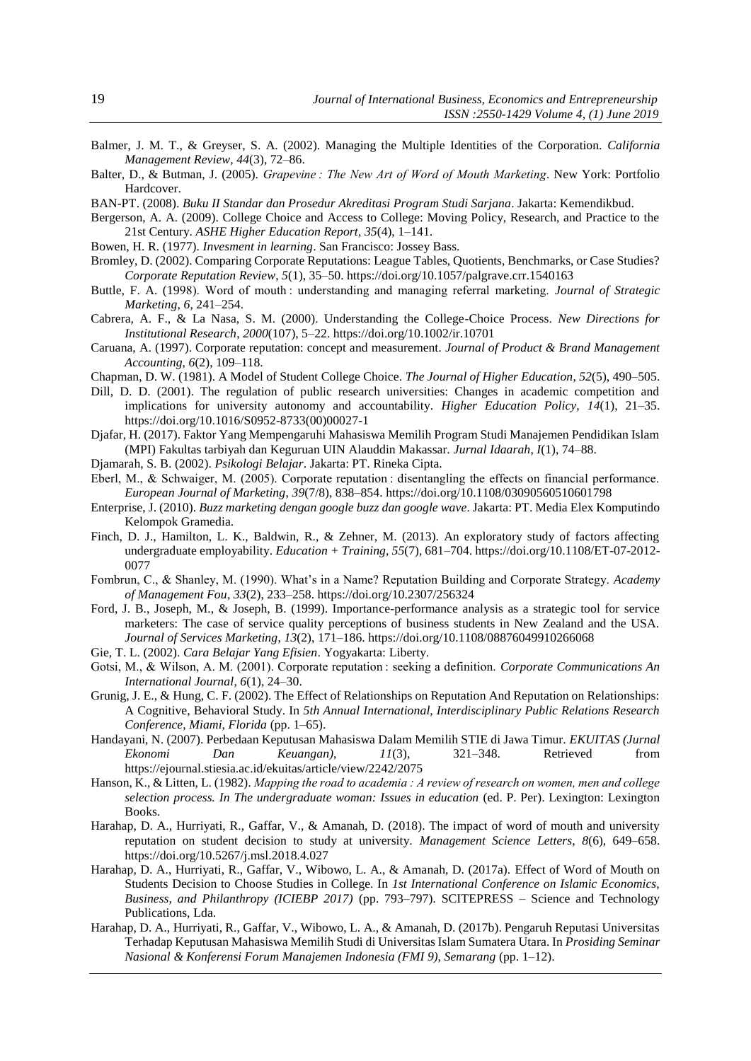Balmer, J. M. T., & Greyser, S. A. (2002). Managing the Multiple Identities of the Corporation. *California Management Review*, *44*(3), 72–86.

Balter, D., & Butman, J. (2005). *Grapevine : The New Art of Word of Mouth Marketing*. New York: Portfolio Hardcover.

BAN-PT. (2008). *Buku II Standar dan Prosedur Akreditasi Program Studi Sarjana*. Jakarta: Kemendikbud.

Bergerson, A. A. (2009). College Choice and Access to College: Moving Policy, Research, and Practice to the 21st Century. *ASHE Higher Education Report*, *35*(4), 1–141.

Bowen, H. R. (1977). *Invesment in learning*. San Francisco: Jossey Bass.

Bromley, D. (2002). Comparing Corporate Reputations: League Tables, Quotients, Benchmarks, or Case Studies? *Corporate Reputation Review*, *5*(1), 35–50. https://doi.org/10.1057/palgrave.crr.1540163

Buttle, F. A. (1998). Word of mouth : understanding and managing referral marketing. *Journal of Strategic Marketing*, *6*, 241–254.

Cabrera, A. F., & La Nasa, S. M. (2000). Understanding the College-Choice Process. *New Directions for Institutional Research*, *2000*(107), 5–22. https://doi.org/10.1002/ir.10701

Caruana, A. (1997). Corporate reputation: concept and measurement. *Journal of Product & Brand Management Accounting*, *6*(2), 109–118.

Chapman, D. W. (1981). A Model of Student College Choice. *The Journal of Higher Education*, *52*(5), 490–505.

Dill, D. D. (2001). The regulation of public research universities: Changes in academic competition and implications for university autonomy and accountability. *Higher Education Policy*, *14*(1), 21–35. https://doi.org/10.1016/S0952-8733(00)00027-1

Djafar, H. (2017). Faktor Yang Mempengaruhi Mahasiswa Memilih Program Studi Manajemen Pendidikan Islam (MPI) Fakultas tarbiyah dan Keguruan UIN Alauddin Makassar. *Jurnal Idaarah*, *I*(1), 74–88.

Djamarah, S. B. (2002). *Psikologi Belajar*. Jakarta: PT. Rineka Cipta.

Eberl, M., & Schwaiger, M. (2005). Corporate reputation : disentangling the effects on financial performance. *European Journal of Marketing*, *39*(7/8), 838–854. https://doi.org/10.1108/03090560510601798

Enterprise, J. (2010). *Buzz marketing dengan google buzz dan google wave*. Jakarta: PT. Media Elex Komputindo Kelompok Gramedia.

Finch, D. J., Hamilton, L. K., Baldwin, R., & Zehner, M. (2013). An exploratory study of factors affecting undergraduate employability. *Education + Training*, *55*(7), 681–704. https://doi.org/10.1108/ET-07-2012-0077

Fombrun, C., & Shanley, M. (1990). What's in a Name? Reputation Building and Corporate Strategy. *Academy of Management Fou*, *33*(2), 233–258. https://doi.org/10.2307/256324

Ford, J. B., Joseph, M., & Joseph, B. (1999). Importance-performance analysis as a strategic tool for service marketers: The case of service quality perceptions of business students in New Zealand and the USA. *Journal of Services Marketing*, *13*(2), 171–186. https://doi.org/10.1108/08876049910266068

Gie, T. L. (2002). *Cara Belajar Yang Efisien*. Yogyakarta: Liberty.

Gotsi, M., & Wilson, A. M. (2001). Corporate reputation : seeking a definition. *Corporate Communications An International Journal*, *6*(1), 24–30.

Grunig, J. E., & Hung, C. F. (2002). The Effect of Relationships on Reputation And Reputation on Relationships: A Cognitive, Behavioral Study. In *5th Annual International, Interdisciplinary Public Relations Research Conference, Miami, Florida* (pp. 1–65).

Handayani, N. (2007). Perbedaan Keputusan Mahasiswa Dalam Memilih STIE di Jawa Timur. *EKUITAS (Jurnal Ekonomi Dan Keuangan)*, *11*(3), 321–348. Retrieved from https://ejournal.stiesia.ac.id/ekuitas/article/view/2242/2075

Hanson, K., & Litten, L. (1982). *Mapping the road to academia : A review of research on women, men and college selection process. In The undergraduate woman: Issues in education* (ed. P. Per). Lexington: Lexington Books.

Harahap, D. A., Hurriyati, R., Gaffar, V., & Amanah, D. (2018). The impact of word of mouth and university reputation on student decision to study at university. *Management Science Letters*, *8*(6), 649–658. https://doi.org/10.5267/j.msl.2018.4.027

Harahap, D. A., Hurriyati, R., Gaffar, V., Wibowo, L. A., & Amanah, D. (2017a). Effect of Word of Mouth on Students Decision to Choose Studies in College. In *1st International Conference on Islamic Economics, Business, and Philanthropy (ICIEBP 2017)* (pp. 793–797). SCITEPRESS – Science and Technology Publications, Lda.

Harahap, D. A., Hurriyati, R., Gaffar, V., Wibowo, L. A., & Amanah, D. (2017b). Pengaruh Reputasi Universitas Terhadap Keputusan Mahasiswa Memilih Studi di Universitas Islam Sumatera Utara. In *Prosiding Seminar Nasional & Konferensi Forum Manajemen Indonesia (FMI 9), Semarang* (pp. 1–12).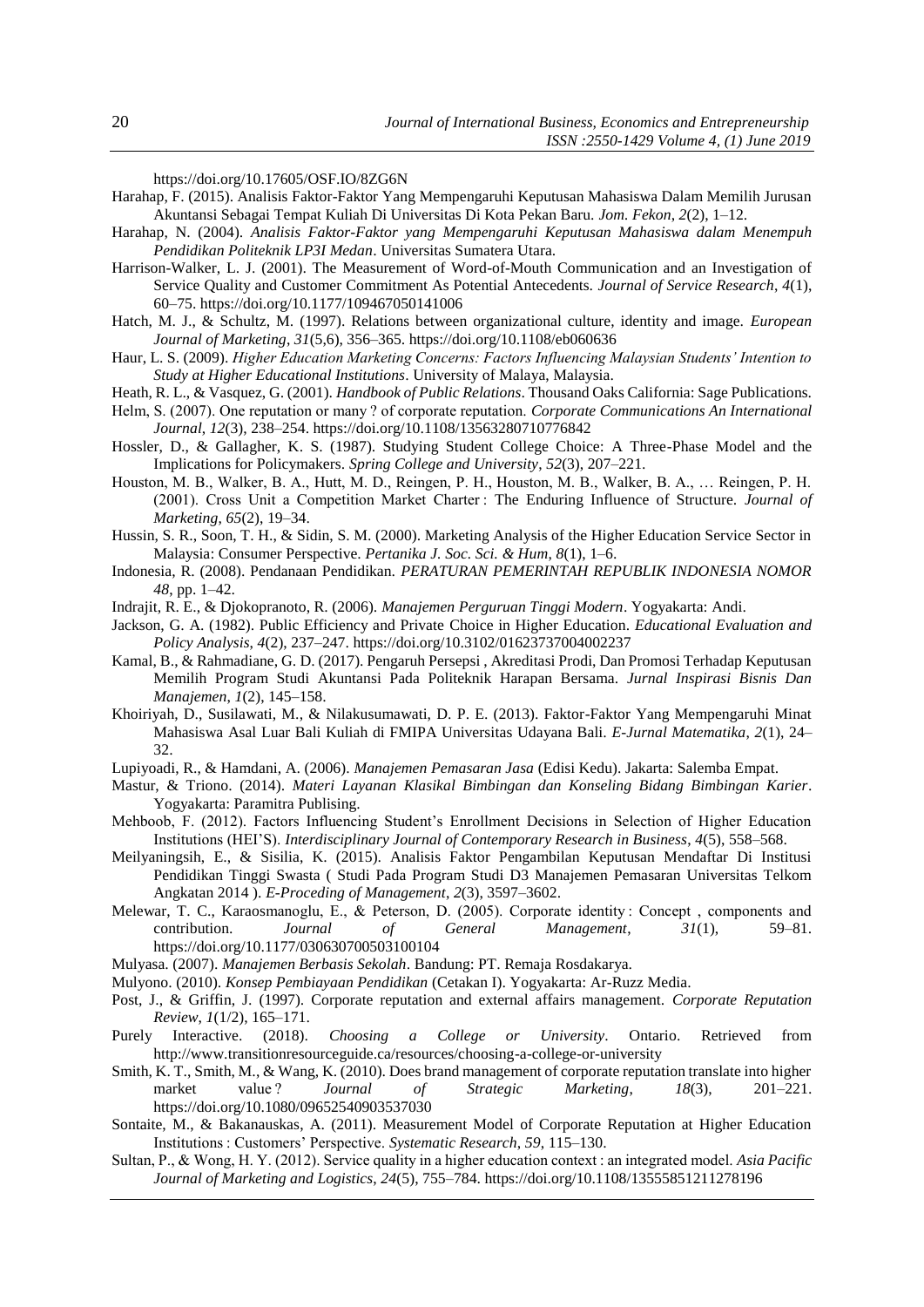https://doi.org/10.17605/OSF.IO/8ZG6N

Harahap, F. (2015). Analisis Faktor-Faktor Yang Mempengaruhi Keputusan Mahasiswa Dalam Memilih Jurusan Akuntansi Sebagai Tempat Kuliah Di Universitas Di Kota Pekan Baru. *Jom. Fekon*, *2*(2), 1–12.

Harahap, N. (2004). *Analisis Faktor-Faktor yang Mempengaruhi Keputusan Mahasiswa dalam Menempuh Pendidikan Politeknik LP3I Medan*. Universitas Sumatera Utara.

Harrison-Walker, L. J. (2001). The Measurement of Word-of-Mouth Communication and an Investigation of Service Quality and Customer Commitment As Potential Antecedents. *Journal of Service Research*, *4*(1), 60–75. https://doi.org/10.1177/109467050141006

Hatch, M. J., & Schultz, M. (1997). Relations between organizational culture, identity and image. *European Journal of Marketing*, *31*(5,6), 356–365. https://doi.org/10.1108/eb060636

Haur, L. S. (2009). *Higher Education Marketing Concerns: Factors Influencing Malaysian Students' Intention to Study at Higher Educational Institutions*. University of Malaya, Malaysia.

Heath, R. L., & Vasquez, G. (2001). *Handbook of Public Relations*. Thousand Oaks California: Sage Publications.

Helm, S. (2007). One reputation or many ? of corporate reputation. *Corporate Communications An International Journal*, *12*(3), 238–254. https://doi.org/10.1108/13563280710776842

Hossler, D., & Gallagher, K. S. (1987). Studying Student College Choice: A Three-Phase Model and the Implications for Policymakers. *Spring College and University*, *52*(3), 207–221.

Houston, M. B., Walker, B. A., Hutt, M. D., Reingen, P. H., Houston, M. B., Walker, B. A., … Reingen, P. H. (2001). Cross Unit a Competition Market Charter : The Enduring Influence of Structure. *Journal of Marketing*, *65*(2), 19–34.

Hussin, S. R., Soon, T. H., & Sidin, S. M. (2000). Marketing Analysis of the Higher Education Service Sector in Malaysia: Consumer Perspective. *Pertanika J. Soc. Sci. & Hum*, *8*(1), 1–6.

Indonesia, R. (2008). Pendanaan Pendidikan. *PERATURAN PEMERINTAH REPUBLIK INDONESIA NOMOR 48*, pp. 1–42.

Indrajit, R. E., & Djokopranoto, R. (2006). *Manajemen Perguruan Tinggi Modern*. Yogyakarta: Andi.

Jackson, G. A. (1982). Public Efficiency and Private Choice in Higher Education. *Educational Evaluation and Policy Analysis*, *4*(2), 237–247. https://doi.org/10.3102/01623737004002237

Kamal, B., & Rahmadiane, G. D. (2017). Pengaruh Persepsi , Akreditasi Prodi, Dan Promosi Terhadap Keputusan Memilih Program Studi Akuntansi Pada Politeknik Harapan Bersama. *Jurnal Inspirasi Bisnis Dan Manajemen*, *1*(2), 145–158.

Khoiriyah, D., Susilawati, M., & Nilakusumawati, D. P. E. (2013). Faktor-Faktor Yang Mempengaruhi Minat Mahasiswa Asal Luar Bali Kuliah di FMIPA Universitas Udayana Bali. *E-Jurnal Matematika*, *2*(1), 24–32.

Lupiyoadi, R., & Hamdani, A. (2006). *Manajemen Pemasaran Jasa* (Edisi Kedu). Jakarta: Salemba Empat.

Mastur, & Triono. (2014). *Materi Layanan Klasikal Bimbingan dan Konseling Bidang Bimbingan Karier*. Yogyakarta: Paramitra Publising.

Mehboob, F. (2012). Factors Influencing Student's Enrollment Decisions in Selection of Higher Education Institutions (HEI'S). *Interdisciplinary Journal of Contemporary Research in Business*, *4*(5), 558–568.

Meilyaningsih, E., & Sisilia, K. (2015). Analisis Faktor Pengambilan Keputusan Mendaftar Di Institusi Pendidikan Tinggi Swasta ( Studi Pada Program Studi D3 Manajemen Pemasaran Universitas Telkom Angkatan 2014 ). *E-Proceding of Management*, *2*(3), 3597–3602.

Melewar, T. C., Karaosmanoglu, E., & Peterson, D. (2005). Corporate identity : Concept , components and contribution. *Journal of General Management*, *31*(1), 59–81. https://doi.org/10.1177/030630700503100104

Mulyasa. (2007). *Manajemen Berbasis Sekolah*. Bandung: PT. Remaja Rosdakarya.

Mulyono. (2010). *Konsep Pembiayaan Pendidikan* (Cetakan I). Yogyakarta: Ar-Ruzz Media.

Post, J., & Griffin, J. (1997). Corporate reputation and external affairs management. *Corporate Reputation Review*, *1*(1/2), 165–171.

Purely Interactive. (2018). *Choosing a College or University*. Ontario. Retrieved from http://www.transitionresourceguide.ca/resources/choosing-a-college-or-university

Smith, K. T., Smith, M., & Wang, K. (2010). Does brand management of corporate reputation translate into higher market value ? *Journal of Strategic Marketing*, *18*(3), 201–221. https://doi.org/10.1080/09652540903537030

Sontaite, M., & Bakanauskas, A. (2011). Measurement Model of Corporate Reputation at Higher Education Institutions : Customers' Perspective. *Systematic Research*, *59*, 115–130.

Sultan, P., & Wong, H. Y. (2012). Service quality in a higher education context : an integrated model. *Asia Pacific Journal of Marketing and Logistics*, *24*(5), 755–784. https://doi.org/10.1108/13555851211278196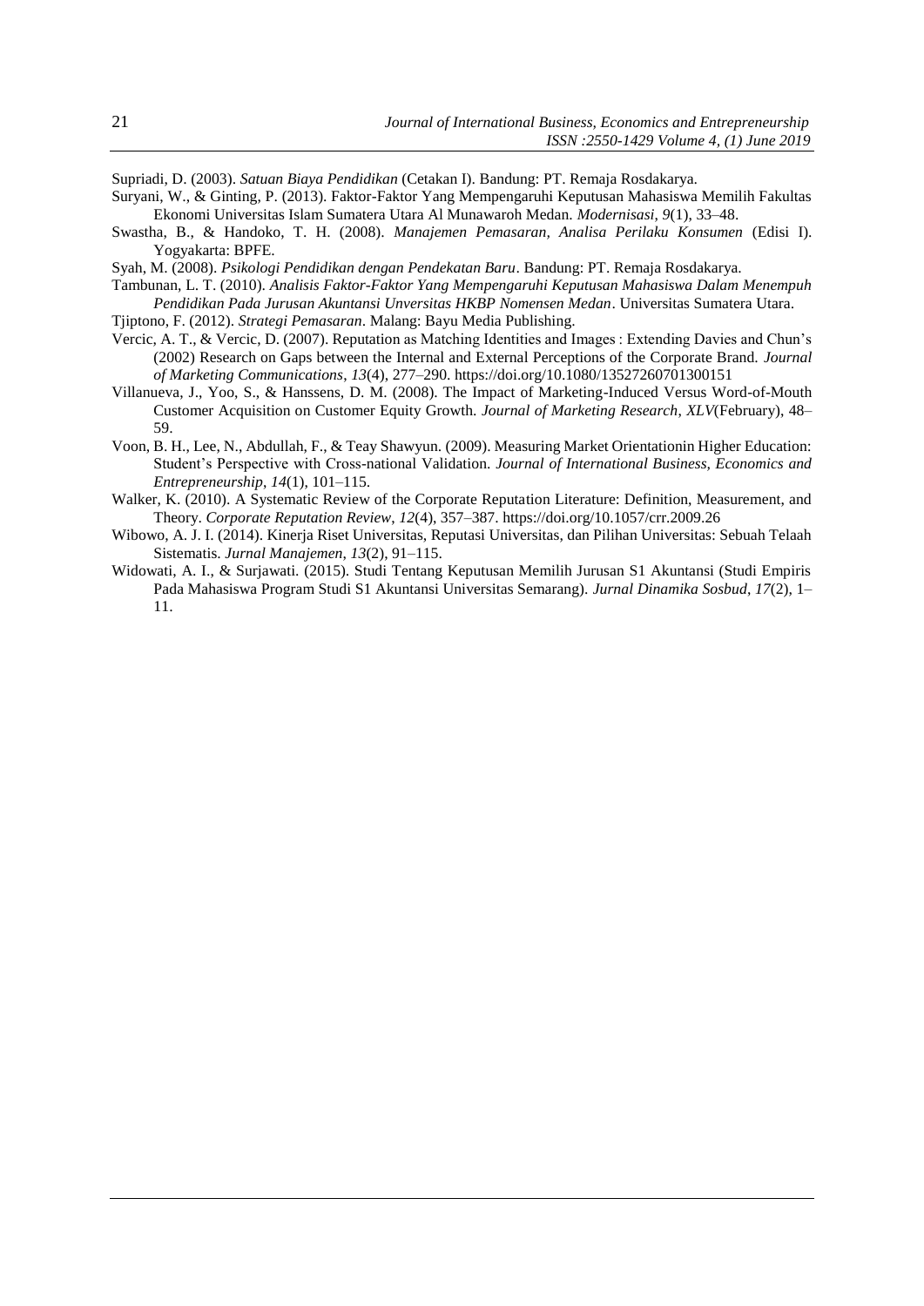Supriadi, D. (2003). *Satuan Biaya Pendidikan* (Cetakan I). Bandung: PT. Remaja Rosdakarya.

Suryani, W., & Ginting, P. (2013). Faktor-Faktor Yang Mempengaruhi Keputusan Mahasiswa Memilih Fakultas Ekonomi Universitas Islam Sumatera Utara Al Munawaroh Medan. *Modernisasi*, *9*(1), 33–48.

Swastha, B., & Handoko, T. H. (2008). *Manajemen Pemasaran, Analisa Perilaku Konsumen* (Edisi I). Yogyakarta: BPFE.

Syah, M. (2008). *Psikologi Pendidikan dengan Pendekatan Baru*. Bandung: PT. Remaja Rosdakarya.

Tambunan, L. T. (2010). *Analisis Faktor-Faktor Yang Mempengaruhi Keputusan Mahasiswa Dalam Menempuh Pendidikan Pada Jurusan Akuntansi Unversitas HKBP Nomensen Medan*. Universitas Sumatera Utara.

Tjiptono, F. (2012). *Strategi Pemasaran*. Malang: Bayu Media Publishing.

Vercic, A. T., & Vercic, D. (2007). Reputation as Matching Identities and Images : Extending Davies and Chun's (2002) Research on Gaps between the Internal and External Perceptions of the Corporate Brand. *Journal of Marketing Communications*, *13*(4), 277–290. https://doi.org/10.1080/13527260701300151

Villanueva, J., Yoo, S., & Hanssens, D. M. (2008). The Impact of Marketing-Induced Versus Word-of-Mouth Customer Acquisition on Customer Equity Growth. *Journal of Marketing Research*, *XLV*(February), 48–59.

Voon, B. H., Lee, N., Abdullah, F., & Teay Shawyun. (2009). Measuring Market Orientationin Higher Education: Student's Perspective with Cross-national Validation. *Journal of International Business, Economics and Entrepreneurship*, *14*(1), 101–115.

Walker, K. (2010). A Systematic Review of the Corporate Reputation Literature: Definition, Measurement, and Theory. *Corporate Reputation Review*, *12*(4), 357–387. https://doi.org/10.1057/crr.2009.26

Wibowo, A. J. I. (2014). Kinerja Riset Universitas, Reputasi Universitas, dan Pilihan Universitas: Sebuah Telaah Sistematis. *Jurnal Manajemen*, *13*(2), 91–115.

Widowati, A. I., & Surjawati. (2015). Studi Tentang Keputusan Memilih Jurusan S1 Akuntansi (Studi Empiris Pada Mahasiswa Program Studi S1 Akuntansi Universitas Semarang). *Jurnal Dinamika Sosbud*, *17*(2), 1–11.